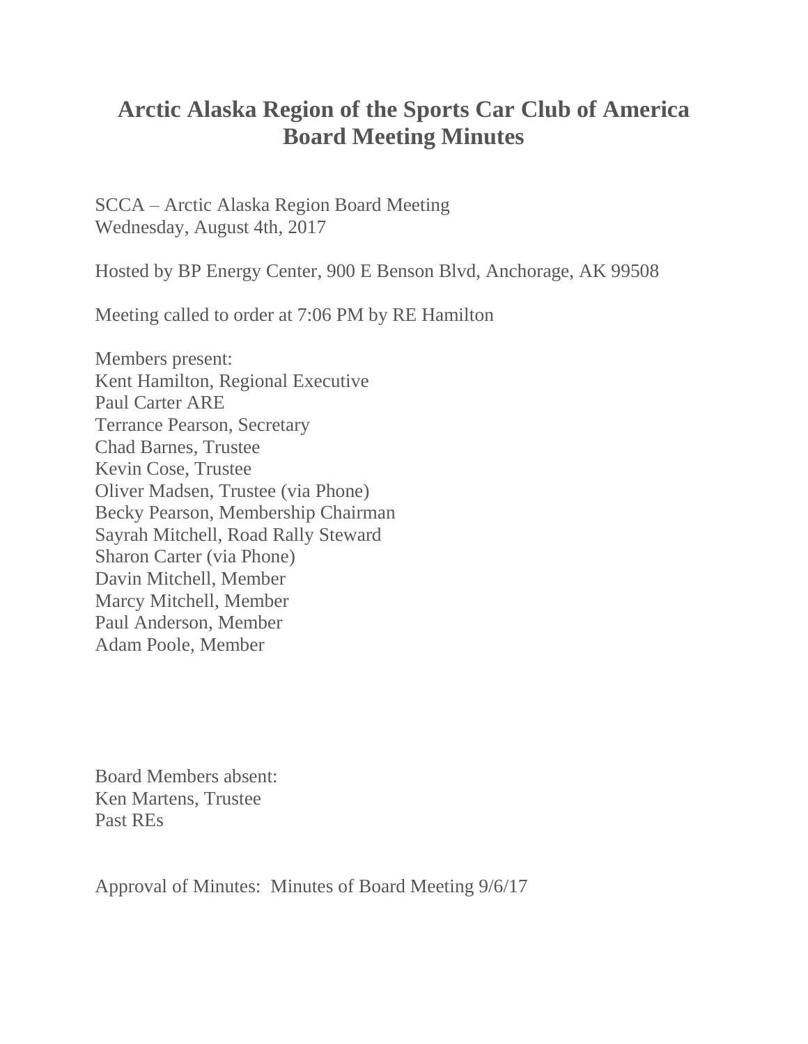# Arctic Alaska Region of the Sports Car Club of America Board Meeting Minutes

SCCA – Arctic Alaska Region Board Meeting
Wednesday, August 4th, 2017

Hosted by BP Energy Center, 900 E Benson Blvd, Anchorage, AK 99508

Meeting called to order at 7:06 PM by RE Hamilton

Members present:
Kent Hamilton, Regional Executive
Paul Carter ARE
Terrance Pearson, Secretary
Chad Barnes, Trustee
Kevin Cose, Trustee
Oliver Madsen, Trustee (via Phone)
Becky Pearson, Membership Chairman
Sayrah Mitchell, Road Rally Steward
Sharon Carter (via Phone)
Davin Mitchell, Member
Marcy Mitchell, Member
Paul Anderson, Member
Adam Poole, Member

Board Members absent:
Ken Martens, Trustee
Past REs

Approval of Minutes: Minutes of Board Meeting 9/6/17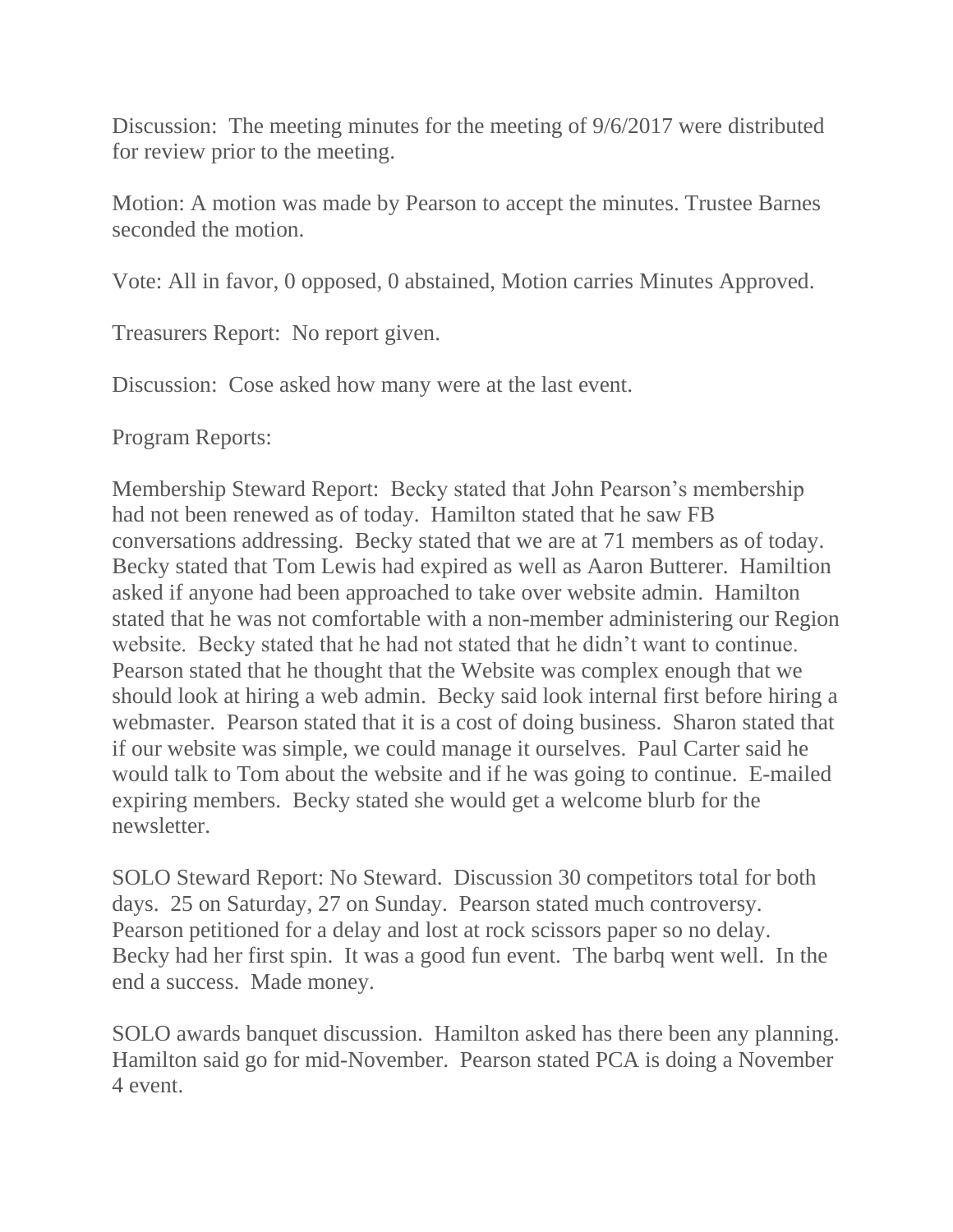Discussion: The meeting minutes for the meeting of 9/6/2017 were distributed for review prior to the meeting.

Motion: A motion was made by Pearson to accept the minutes. Trustee Barnes seconded the motion.

Vote: All in favor, 0 opposed, 0 abstained, Motion carries Minutes Approved.

Treasurers Report: No report given.

Discussion: Cose asked how many were at the last event.

Program Reports:

Membership Steward Report: Becky stated that John Pearson's membership had not been renewed as of today. Hamilton stated that he saw FB conversations addressing. Becky stated that we are at 71 members as of today. Becky stated that Tom Lewis had expired as well as Aaron Butterer. Hamiltion asked if anyone had been approached to take over website admin. Hamilton stated that he was not comfortable with a non-member administering our Region website. Becky stated that he had not stated that he didn't want to continue. Pearson stated that he thought that the Website was complex enough that we should look at hiring a web admin. Becky said look internal first before hiring a webmaster. Pearson stated that it is a cost of doing business. Sharon stated that if our website was simple, we could manage it ourselves. Paul Carter said he would talk to Tom about the website and if he was going to continue. E-mailed expiring members. Becky stated she would get a welcome blurb for the newsletter.

SOLO Steward Report: No Steward. Discussion 30 competitors total for both days. 25 on Saturday, 27 on Sunday. Pearson stated much controversy. Pearson petitioned for a delay and lost at rock scissors paper so no delay. Becky had her first spin. It was a good fun event. The barbq went well. In the end a success. Made money.

SOLO awards banquet discussion. Hamilton asked has there been any planning. Hamilton said go for mid-November. Pearson stated PCA is doing a November 4 event.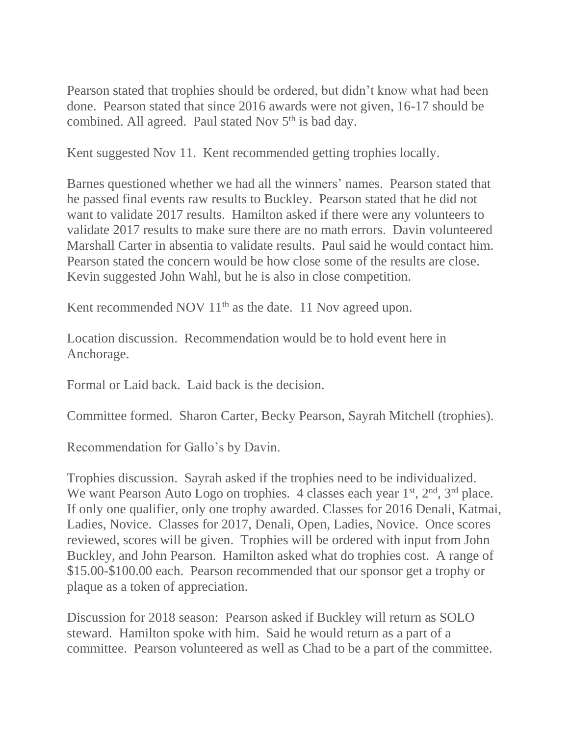Pearson stated that trophies should be ordered, but didn't know what had been done. Pearson stated that since 2016 awards were not given, 16-17 should be combined. All agreed. Paul stated Nov 5th is bad day.

Kent suggested Nov 11. Kent recommended getting trophies locally.

Barnes questioned whether we had all the winners' names. Pearson stated that he passed final events raw results to Buckley. Pearson stated that he did not want to validate 2017 results. Hamilton asked if there were any volunteers to validate 2017 results to make sure there are no math errors. Davin volunteered Marshall Carter in absentia to validate results. Paul said he would contact him. Pearson stated the concern would be how close some of the results are close. Kevin suggested John Wahl, but he is also in close competition.

Kent recommended NOV 11th as the date. 11 Nov agreed upon.

Location discussion. Recommendation would be to hold event here in Anchorage.

Formal or Laid back. Laid back is the decision.

Committee formed. Sharon Carter, Becky Pearson, Sayrah Mitchell (trophies).

Recommendation for Gallo's by Davin.

Trophies discussion. Sayrah asked if the trophies need to be individualized. We want Pearson Auto Logo on trophies. 4 classes each year 1st, 2nd, 3rd place. If only one qualifier, only one trophy awarded. Classes for 2016 Denali, Katmai, Ladies, Novice. Classes for 2017, Denali, Open, Ladies, Novice. Once scores reviewed, scores will be given. Trophies will be ordered with input from John Buckley, and John Pearson. Hamilton asked what do trophies cost. A range of $15.00-$100.00 each. Pearson recommended that our sponsor get a trophy or plaque as a token of appreciation.

Discussion for 2018 season: Pearson asked if Buckley will return as SOLO steward. Hamilton spoke with him. Said he would return as a part of a committee. Pearson volunteered as well as Chad to be a part of the committee.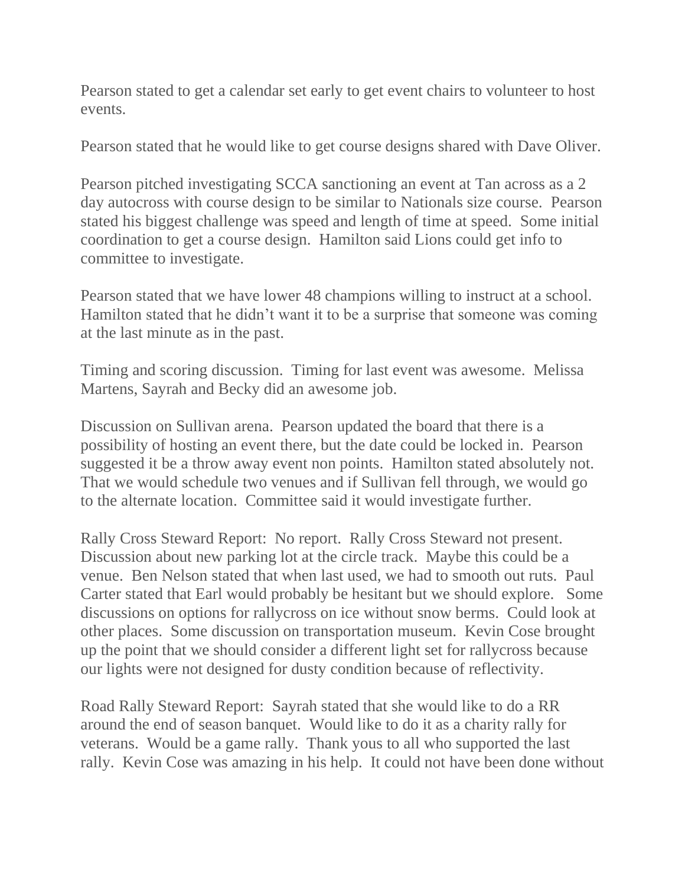Pearson stated to get a calendar set early to get event chairs to volunteer to host events.

Pearson stated that he would like to get course designs shared with Dave Oliver.

Pearson pitched investigating SCCA sanctioning an event at Tan across as a 2 day autocross with course design to be similar to Nationals size course. Pearson stated his biggest challenge was speed and length of time at speed. Some initial coordination to get a course design. Hamilton said Lions could get info to committee to investigate.

Pearson stated that we have lower 48 champions willing to instruct at a school. Hamilton stated that he didn't want it to be a surprise that someone was coming at the last minute as in the past.

Timing and scoring discussion. Timing for last event was awesome. Melissa Martens, Sayrah and Becky did an awesome job.

Discussion on Sullivan arena. Pearson updated the board that there is a possibility of hosting an event there, but the date could be locked in. Pearson suggested it be a throw away event non points. Hamilton stated absolutely not. That we would schedule two venues and if Sullivan fell through, we would go to the alternate location. Committee said it would investigate further.

Rally Cross Steward Report: No report. Rally Cross Steward not present. Discussion about new parking lot at the circle track. Maybe this could be a venue. Ben Nelson stated that when last used, we had to smooth out ruts. Paul Carter stated that Earl would probably be hesitant but we should explore. Some discussions on options for rallycross on ice without snow berms. Could look at other places. Some discussion on transportation museum. Kevin Cose brought up the point that we should consider a different light set for rallycross because our lights were not designed for dusty condition because of reflectivity.

Road Rally Steward Report: Sayrah stated that she would like to do a RR around the end of season banquet. Would like to do it as a charity rally for veterans. Would be a game rally. Thank yous to all who supported the last rally. Kevin Cose was amazing in his help. It could not have been done without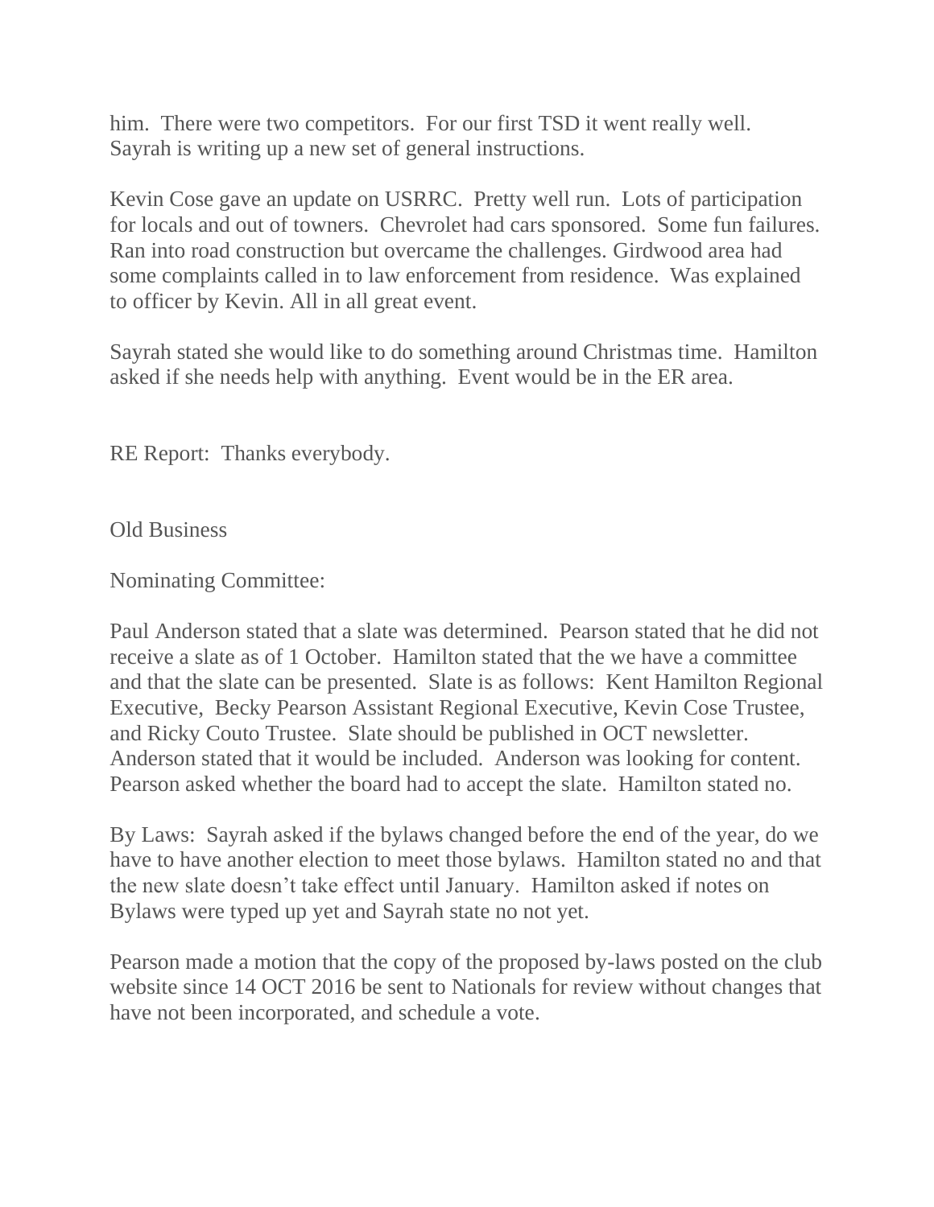him. There were two competitors. For our first TSD it went really well. Sayrah is writing up a new set of general instructions.

Kevin Cose gave an update on USRRC. Pretty well run. Lots of participation for locals and out of towners. Chevrolet had cars sponsored. Some fun failures. Ran into road construction but overcame the challenges. Girdwood area had some complaints called in to law enforcement from residence. Was explained to officer by Kevin. All in all great event.

Sayrah stated she would like to do something around Christmas time. Hamilton asked if she needs help with anything. Event would be in the ER area.

RE Report: Thanks everybody.

Old Business

Nominating Committee:

Paul Anderson stated that a slate was determined. Pearson stated that he did not receive a slate as of 1 October. Hamilton stated that the we have a committee and that the slate can be presented. Slate is as follows: Kent Hamilton Regional Executive, Becky Pearson Assistant Regional Executive, Kevin Cose Trustee, and Ricky Couto Trustee. Slate should be published in OCT newsletter. Anderson stated that it would be included. Anderson was looking for content. Pearson asked whether the board had to accept the slate. Hamilton stated no.

By Laws: Sayrah asked if the bylaws changed before the end of the year, do we have to have another election to meet those bylaws. Hamilton stated no and that the new slate doesn't take effect until January. Hamilton asked if notes on Bylaws were typed up yet and Sayrah state no not yet.

Pearson made a motion that the copy of the proposed by-laws posted on the club website since 14 OCT 2016 be sent to Nationals for review without changes that have not been incorporated, and schedule a vote.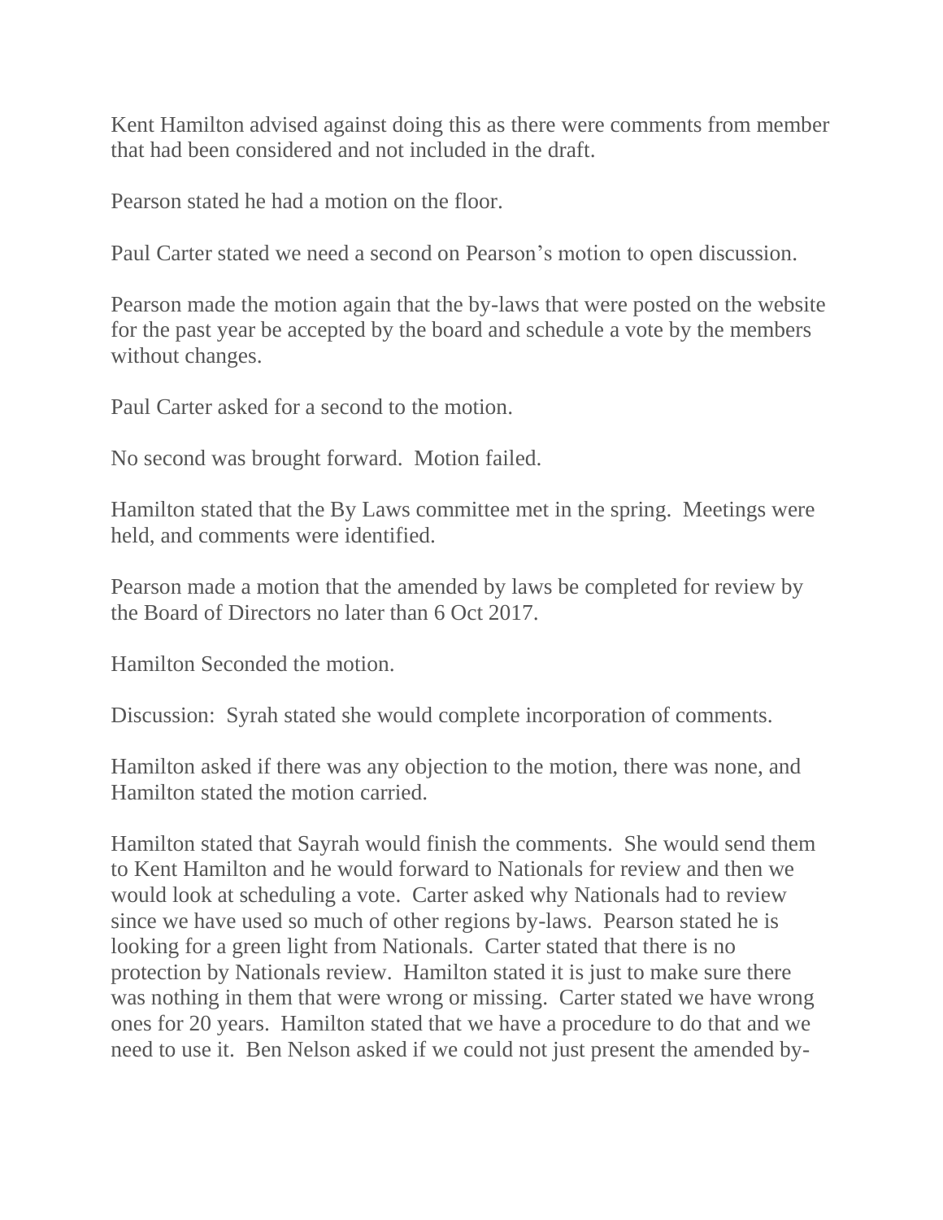Kent Hamilton advised against doing this as there were comments from member that had been considered and not included in the draft.

Pearson stated he had a motion on the floor.

Paul Carter stated we need a second on Pearson's motion to open discussion.

Pearson made the motion again that the by-laws that were posted on the website for the past year be accepted by the board and schedule a vote by the members without changes.

Paul Carter asked for a second to the motion.

No second was brought forward. Motion failed.

Hamilton stated that the By Laws committee met in the spring. Meetings were held, and comments were identified.

Pearson made a motion that the amended by laws be completed for review by the Board of Directors no later than 6 Oct 2017.

Hamilton Seconded the motion.

Discussion: Syrah stated she would complete incorporation of comments.

Hamilton asked if there was any objection to the motion, there was none, and Hamilton stated the motion carried.

Hamilton stated that Sayrah would finish the comments. She would send them to Kent Hamilton and he would forward to Nationals for review and then we would look at scheduling a vote. Carter asked why Nationals had to review since we have used so much of other regions by-laws. Pearson stated he is looking for a green light from Nationals. Carter stated that there is no protection by Nationals review. Hamilton stated it is just to make sure there was nothing in them that were wrong or missing. Carter stated we have wrong ones for 20 years. Hamilton stated that we have a procedure to do that and we need to use it. Ben Nelson asked if we could not just present the amended by-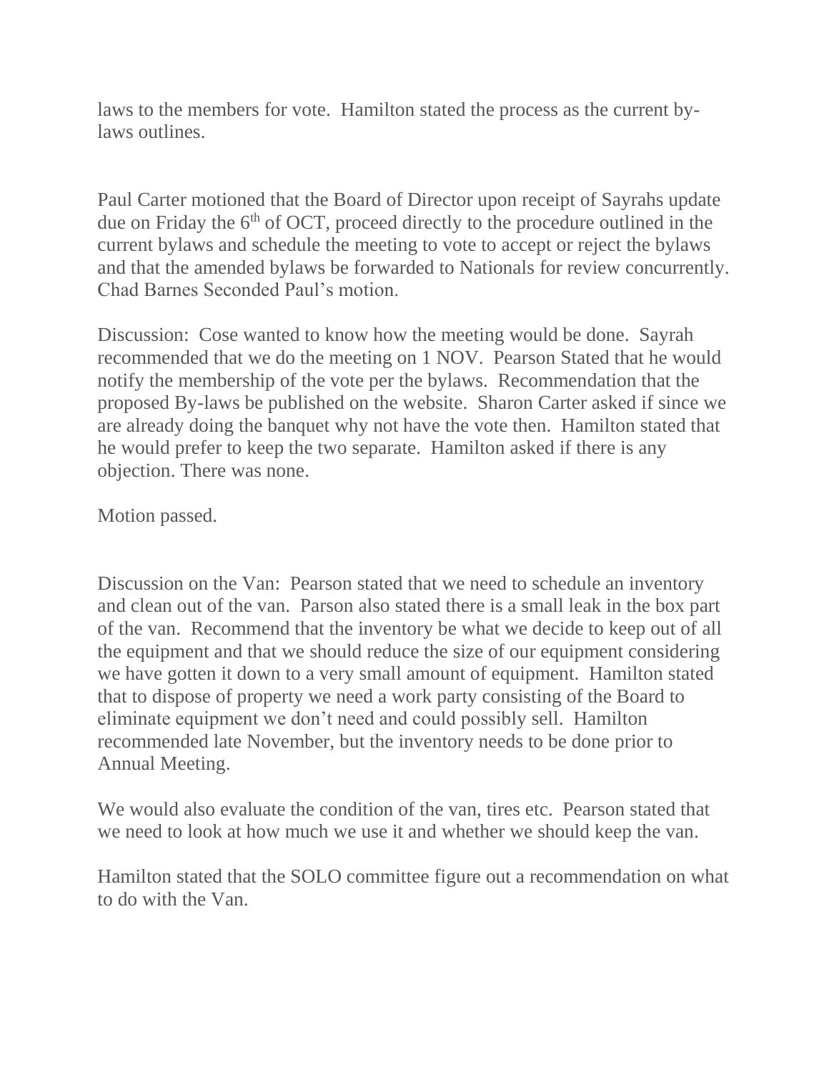laws to the members for vote. Hamilton stated the process as the current by-laws outlines.

Paul Carter motioned that the Board of Director upon receipt of Sayrahs update due on Friday the 6th of OCT, proceed directly to the procedure outlined in the current bylaws and schedule the meeting to vote to accept or reject the bylaws and that the amended bylaws be forwarded to Nationals for review concurrently. Chad Barnes Seconded Paul's motion.

Discussion: Cose wanted to know how the meeting would be done. Sayrah recommended that we do the meeting on 1 NOV. Pearson Stated that he would notify the membership of the vote per the bylaws. Recommendation that the proposed By-laws be published on the website. Sharon Carter asked if since we are already doing the banquet why not have the vote then. Hamilton stated that he would prefer to keep the two separate. Hamilton asked if there is any objection. There was none.

Motion passed.

Discussion on the Van: Pearson stated that we need to schedule an inventory and clean out of the van. Parson also stated there is a small leak in the box part of the van. Recommend that the inventory be what we decide to keep out of all the equipment and that we should reduce the size of our equipment considering we have gotten it down to a very small amount of equipment. Hamilton stated that to dispose of property we need a work party consisting of the Board to eliminate equipment we don't need and could possibly sell. Hamilton recommended late November, but the inventory needs to be done prior to Annual Meeting.

We would also evaluate the condition of the van, tires etc. Pearson stated that we need to look at how much we use it and whether we should keep the van.

Hamilton stated that the SOLO committee figure out a recommendation on what to do with the Van.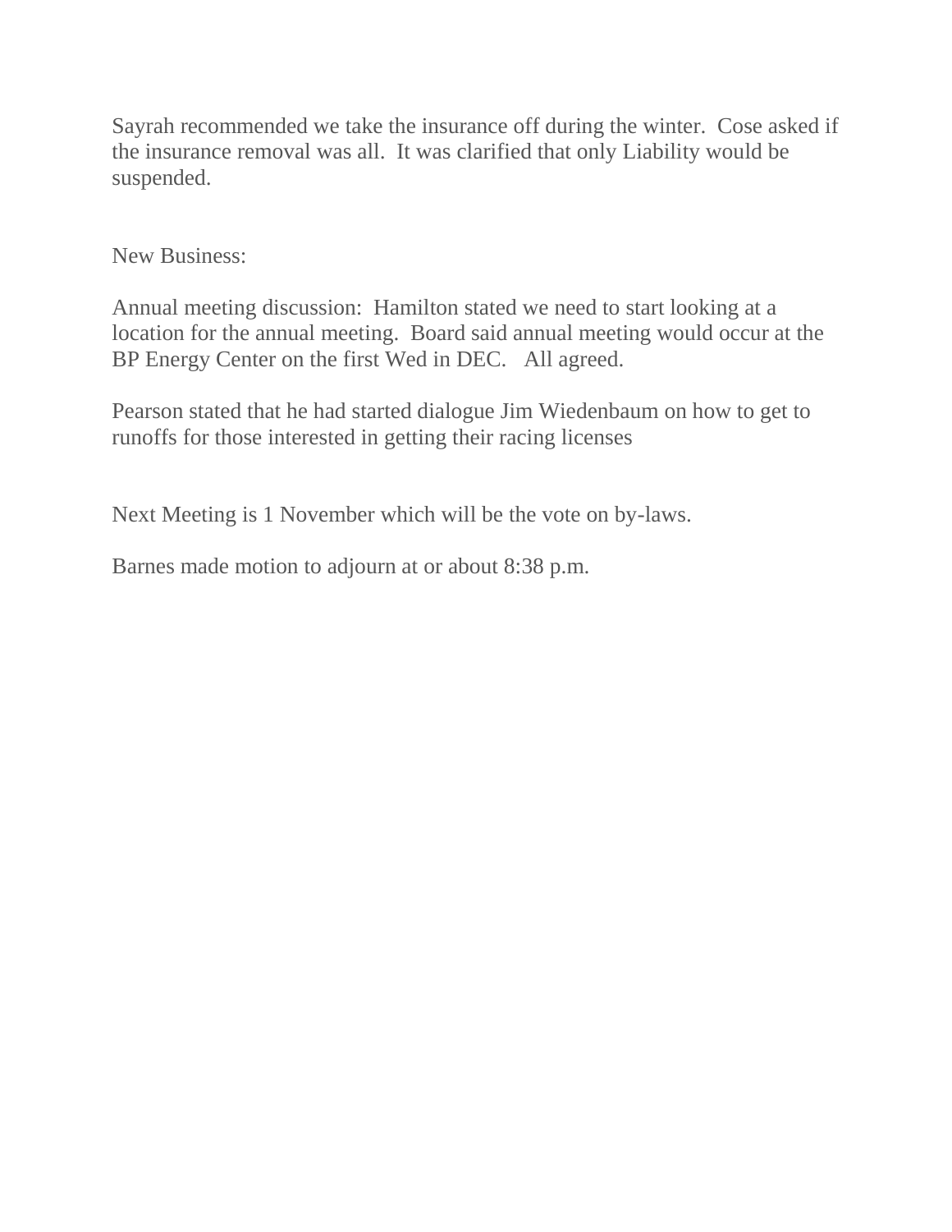Sayrah recommended we take the insurance off during the winter.  Cose asked if the insurance removal was all.  It was clarified that only Liability would be suspended.

New Business:

Annual meeting discussion:  Hamilton stated we need to start looking at a location for the annual meeting.  Board said annual meeting would occur at the BP Energy Center on the first Wed in DEC.   All agreed.

Pearson stated that he had started dialogue Jim Wiedenbaum on how to get to runoffs for those interested in getting their racing licenses

Next Meeting is 1 November which will be the vote on by-laws.

Barnes made motion to adjourn at or about 8:38 p.m.